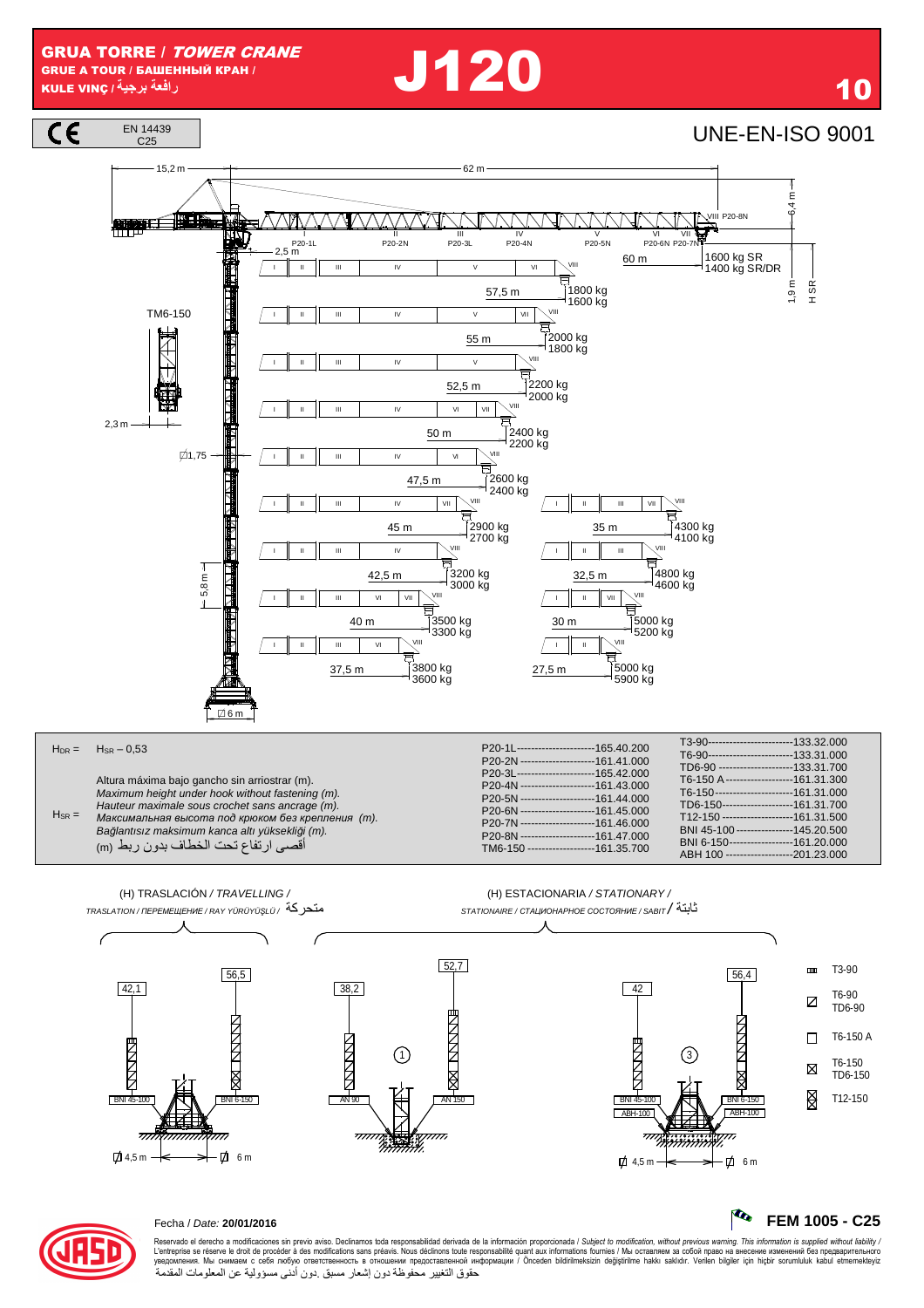# GRUA TORRE / *TOWER CRANE*

**GRUE A TOUR / БАШЕННЫЙ КРАН /**

**KULE VINÇ / رافعة برجية**

# J120

## 10

CE — EN 14439 C25

UNE-EN-ISO 9001

15,2 m — 62 m — 6,4 m

P20-1L, P20-2N, P20-3L, P20-4N, P20-5N, P20-6N, P20-7N, P20-8N

2,5 m

| Jib (m) | Load SR | Load SR/DR |
|---|---|---|
| 60 m | 1600 kg SR | 1400 kg SR/DR |
| 57,5 m | 1800 kg | 1600 kg |
| 55 m | 2000 kg | 1800 kg |
| 52,5 m | 2200 kg | 2000 kg |
| 50 m | 2400 kg | 2200 kg |
| 47,5 m | 2600 kg | 2400 kg |
| 45 m | 2900 kg | 2700 kg |
| 42,5 m | 3200 kg | 3000 kg |
| 40 m | 3500 kg | 3300 kg |
| 37,5 m | 3800 kg | 3600 kg |
| 35 m | 4300 kg | 4100 kg |
| 32,5 m | 4800 kg | 4600 kg |
| 30 m | 5000 kg | 5200 kg |
| 27,5 m | 5000 kg | 5900 kg |

1,9 m — H SR

TM6-150

2,3 m

◻1,75

5,8 m

◻6 m

$H_{DR}$ = $H_{SR}$ – 0,53

$H_{SR}$ =

Altura máxima bajo gancho sin arriostrar (m).
*Maximum height under hook without fastening (m).*
*Hauteur maximale sous crochet sans ancrage (m).*
*Максимальная высота под крюком без крепления (m).*
*Bağlantısız maksimum kanca altı yüksekliği (m).*
أقصى ارتفاع تحت الخطاف بدون ربط (m)

| Part | Code |
|---|---|
| P20-1L | 165.40.200 |
| P20-2N | 161.41.000 |
| P20-3L | 165.42.000 |
| P20-4N | 161.43.000 |
| P20-5N | 161.44.000 |
| P20-6N | 161.45.000 |
| P20-7N | 161.46.000 |
| P20-8N | 161.47.000 |
| TM6-150 | 161.35.700 |

| Part | Code |
|---|---|
| T3-90 | 133.32.000 |
| T6-90 | 133.31.000 |
| TD6-90 | 133.31.700 |
| T6-150 A | 161.31.300 |
| T6-150 | 161.31.000 |
| TD6-150 | 161.31.700 |
| T12-150 | 161.31.500 |
| BNI 45-100 | 145.20.500 |
| BNI 6-150 | 161.20.000 |
| ABH 100 | 201.23.000 |

(H) TRASLACIÓN / *TRAVELLING* /
*TRASLATION / ПЕРЕМЕЩЕНИЕ / RAY YÜRÜYÜŞLÜ /* متحركة

42,1 (BNI 45-100) — 56,5 (BNI 6-150) — ◻4,5 m / ◻6 m

(H) ESTACIONARIA / *STATIONARY* /
*STATIONAIRE / СТАЦИОНАРНОЕ СОСТОЯНИЕ / SABIT /* ثابتة

① 38,2 (AN 90) — 52,7 (AN 150)

③ 42 (BNI 45-100 / ABH-100) — 56,4 (BNI 6-150 / ABH-100) — ◻4,5 m / ◻6 m

- T3-90
- T6-90 / TD6-90
- T6-150 A
- T6-150 / TD6-150
- T12-150

Fecha / *Date:* **20/01/2016**

**FEM 1005 - C25**

Reservado el derecho a modificaciones sin previo aviso. Declinamos toda responsabilidad derivada de la información proporcionada / *Subject to modification, without previous warning. This information is supplied without liability /* L'entreprise se réserve le droit de procéder à des modifications sans préavis. Nous déclinons toute responsabilité quant aux informations fournies / Мы оставляем за собой право на внесение изменений без предварительного уведомления. Мы снимаем с себя любую ответственность в отношении предоставленной информации / Önceden bildirilmeksizin değiştirilme hakkı saklıdır. Verilen bilgiler için hiçbir sorumluluk kabul etmemekteyiz
حقوق التغيير محفوظة دون إشعار مسبق .دون أدنى مسؤولية عن المعلومات المقدمة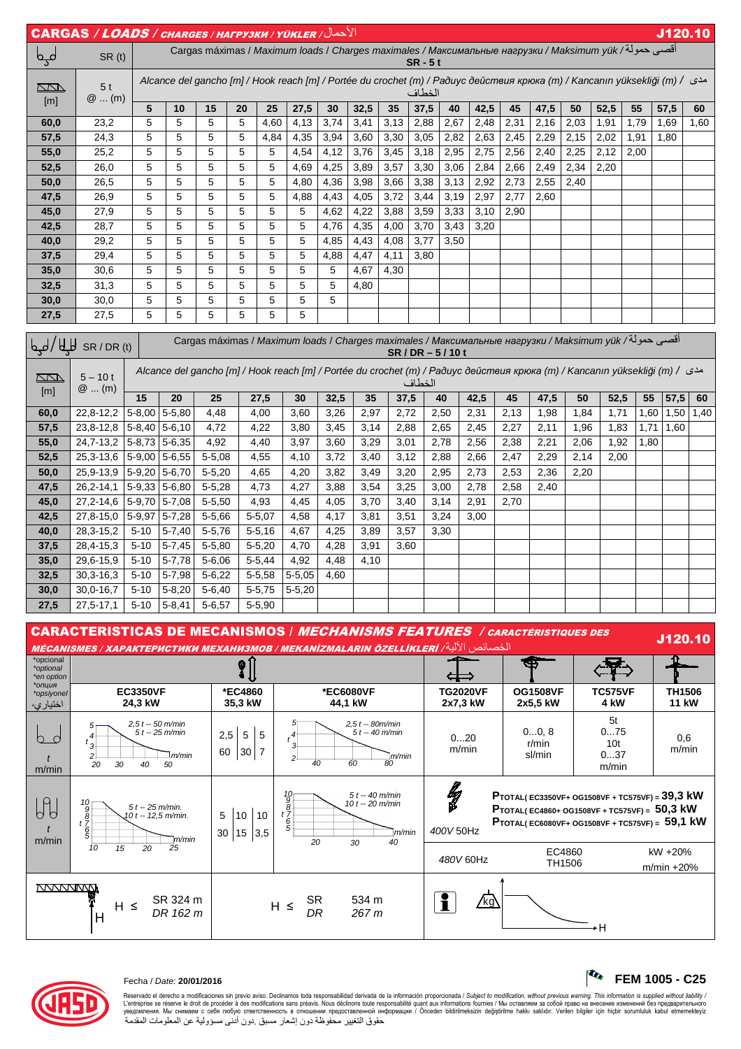## CARGAS / *LOADS* / *CHARGES / НАГРУЗКИ / YÜKLER* / الأحمال — J120.10

| | SR (t) | Cargas máximas / *Maximum loads* / *Charges maximales* / *Максимальные нагрузки* / *Maksimum yük* / أقصى حمولة SR - 5 t | | | | | | | | | | | | | | | | | | | | |
|---|---|---|---|---|---|---|---|---|---|---|---|---|---|---|---|---|---|---|---|---|---|---|
| [m] | 5 t @ ... (m) | Alcance del gancho [m] / *Hook reach [m]* / *Portée du crochet (m)* / *Радиус действия крюка (m)* / *Kancanın yüksekliği (m)* / مدى الخطاف | | | | | | | | | | | | | | | | | | | | |
| | | 5 | 10 | 15 | 20 | 25 | 27,5 | 30 | 32,5 | 35 | 37,5 | 40 | 42,5 | 45 | 47,5 | 50 | 52,5 | 55 | 57,5 | 60 |
| **60,0** | 23,2 | 5 | 5 | 5 | 5 | 4,60 | 4,13 | 3,74 | 3,41 | 3,13 | 2,88 | 2,67 | 2,48 | 2,31 | 2,16 | 2,03 | 1,91 | 1,79 | 1,69 | 1,60 |
| **57,5** | 24,3 | 5 | 5 | 5 | 5 | 4,84 | 4,35 | 3,94 | 3,60 | 3,30 | 3,05 | 2,82 | 2,63 | 2,45 | 2,29 | 2,15 | 2,02 | 1,91 | 1,80 | |
| **55,0** | 25,2 | 5 | 5 | 5 | 5 | 5 | 4,54 | 4,12 | 3,76 | 3,45 | 3,18 | 2,95 | 2,75 | 2,56 | 2,40 | 2,25 | 2,12 | 2,00 | | |
| **52,5** | 26,0 | 5 | 5 | 5 | 5 | 5 | 4,69 | 4,25 | 3,89 | 3,57 | 3,30 | 3,06 | 2,84 | 2,66 | 2,49 | 2,34 | 2,20 | | | |
| **50,0** | 26,5 | 5 | 5 | 5 | 5 | 5 | 4,80 | 4,36 | 3,98 | 3,66 | 3,38 | 3,13 | 2,92 | 2,73 | 2,55 | 2,40 | | | | |
| **47,5** | 26,9 | 5 | 5 | 5 | 5 | 5 | 4,88 | 4,43 | 4,05 | 3,72 | 3,44 | 3,19 | 2,97 | 2,77 | 2,60 | | | | | |
| **45,0** | 27,9 | 5 | 5 | 5 | 5 | 5 | 5 | 4,62 | 4,22 | 3,88 | 3,59 | 3,33 | 3,10 | 2,90 | | | | | | |
| **42,5** | 28,7 | 5 | 5 | 5 | 5 | 5 | 5 | 4,76 | 4,35 | 4,00 | 3,70 | 3,43 | 3,20 | | | | | | | |
| **40,0** | 29,2 | 5 | 5 | 5 | 5 | 5 | 5 | 4,85 | 4,43 | 4,08 | 3,77 | 3,50 | | | | | | | | |
| **37,5** | 29,4 | 5 | 5 | 5 | 5 | 5 | 5 | 4,88 | 4,47 | 4,11 | 3,80 | | | | | | | | | |
| **35,0** | 30,6 | 5 | 5 | 5 | 5 | 5 | 5 | 5 | 4,67 | 4,30 | | | | | | | | | | |
| **32,5** | 31,3 | 5 | 5 | 5 | 5 | 5 | 5 | 5 | 4,80 | | | | | | | | | | | |
| **30,0** | 30,0 | 5 | 5 | 5 | 5 | 5 | 5 | 5 | | | | | | | | | | | | |
| **27,5** | 27,5 | 5 | 5 | 5 | 5 | 5 | 5 | | | | | | | | | | | | | |

| | SR / DR (t) | Cargas máximas / *Maximum loads* / *Charges maximales* / *Максимальные нагрузки* / *Maksimum yük* / أقصى حمولة SR / DR – 5 / 10 t | | | | | | | | | | | | | | | | | |
|---|---|---|---|---|---|---|---|---|---|---|---|---|---|---|---|---|---|---|---|
| [m] | 5 – 10 t @ ... (m) | Alcance del gancho [m] / *Hook reach [m]* / *Portée du crochet (m)* / *Радиус действия крюка (m)* / *Kancanın yüksekliği (m)* / مدى الخطاف | | | | | | | | | | | | | | | | | |
| | | 15 | 20 | 25 | 27,5 | 30 | 32,5 | 35 | 37,5 | 40 | 42,5 | 45 | 47,5 | 50 | 52,5 | 55 | 57,5 | 60 |
| **60,0** | 22,8-12,2 | 5-8,00 | 5-5,80 | 4,48 | 4,00 | 3,60 | 3,26 | 2,97 | 2,72 | 2,50 | 2,31 | 2,13 | 1,98 | 1,84 | 1,71 | 1,60 | 1,50 | 1,40 |
| **57,5** | 23,8-12,8 | 5-8,40 | 5-6,10 | 4,72 | 4,22 | 3,80 | 3,45 | 3,14 | 2,88 | 2,65 | 2,45 | 2,27 | 2,11 | 1,96 | 1,83 | 1,71 | 1,60 | |
| **55,0** | 24,7-13,2 | 5-8,73 | 5-6,35 | 4,92 | 4,40 | 3,97 | 3,60 | 3,29 | 3,01 | 2,78 | 2,56 | 2,38 | 2,21 | 2,06 | 1,92 | 1,80 | | |
| **52,5** | 25,3-13,6 | 5-9,00 | 5-6,55 | 5-5,08 | 4,55 | 4,10 | 3,72 | 3,40 | 3,12 | 2,88 | 2,66 | 2,47 | 2,29 | 2,14 | 2,00 | | | |
| **50,0** | 25,9-13,9 | 5-9,20 | 5-6,70 | 5-5,20 | 4,65 | 4,20 | 3,82 | 3,49 | 3,20 | 2,95 | 2,73 | 2,53 | 2,36 | 2,20 | | | | |
| **47,5** | 26,2-14,1 | 5-9,33 | 5-6,80 | 5-5,28 | 4,73 | 4,27 | 3,88 | 3,54 | 3,25 | 3,00 | 2,78 | 2,58 | 2,40 | | | | | |
| **45,0** | 27,2-14,6 | 5-9,70 | 5-7,08 | 5-5,50 | 4,93 | 4,45 | 4,05 | 3,70 | 3,40 | 3,14 | 2,91 | 2,70 | | | | | | |
| **42,5** | 27,8-15,0 | 5-9,97 | 5-7,28 | 5-5,66 | 5-5,07 | 4,58 | 4,17 | 3,81 | 3,51 | 3,24 | 3,00 | | | | | | | |
| **40,0** | 28,3-15,2 | 5-10 | 5-7,40 | 5-5,76 | 5-5,16 | 4,67 | 4,25 | 3,89 | 3,57 | 3,30 | | | | | | | | |
| **37,5** | 28,4-15,3 | 5-10 | 5-7,45 | 5-5,80 | 5-5,20 | 4,70 | 4,28 | 3,91 | 3,60 | | | | | | | | | |
| **35,0** | 29,6-15,9 | 5-10 | 5-7,78 | 5-6,06 | 5-5,44 | 4,92 | 4,48 | 4,10 | | | | | | | | | | |
| **32,5** | 30,3-16,3 | 5-10 | 5-7,98 | 5-6,22 | 5-5,58 | 5-5,05 | 4,60 | | | | | | | | | | | |
| **30,0** | 30,0-16,7 | 5-10 | 5-8,20 | 5-6,40 | 5-5,75 | 5-5,20 | | | | | | | | | | | | |
| **27,5** | 27,5-17,1 | 5-10 | 5-8,41 | 5-6,57 | 5-5,90 | | | | | | | | | | | | | |

## CARACTERISTICAS DE MECANISMOS / *MECHANISMS FEATURES* / *CARACTÉRISTIQUES DES MÉCANISMES / ХАРАКТЕРИСТИКИ МЕХАНИЗМОВ / MEKANİZMALARIN ÖZELLİKLERİ* / الخصائص الآلية — J120.10

*opcional / *optional / *en option / *опция / *opsiyonel / *اختياري

| | EC3350VF 24,3 kW | *EC4860 35,3 kW | *EC6080VF 44,1 kW | TG2020VF 2x7,3 kW | OG1508VF 2x5,5 kW | TC575VF 4 kW | TH1506 11 kW |
|---|---|---|---|---|---|---|---|
| t – m/min (SR) | 2,5 t -- 50 m/min; 5 t -- 25 m/min | 2,5 / 60; 5 / 30; 5 / 7 | 2,5 t -- 80m/min; 5 t -- 40 m/min | 0...20 m/min | 0...0, 8 r/min sl/min | 5t 0...75; 10t 0...37 m/min | 0,6 m/min |
| t – m/min (DR) | 5 t -- 25 m/min.; 10 t -- 12,5 m/min. | 5 / 30; 10 / 15; 10 / 3,5 | 5 t -- 40 m/min; 10 t -- 20 m/min | 400V 50Hz | | | |
| | | | | 480V 60Hz | EC4860 TH1506 | | kW +20% m/min +20% |
| H ≤ | SR 324 m; *DR 162 m* | | SR 534 m; *DR 267 m* | | | | |

$P_{TOTAL(EC3350VF + OG1508VF + TC575VF)}$ = **39,3 kW**

$P_{TOTAL(EC4860 + OG1508VF + TC575VF)}$ = **50,3 kW**

$P_{TOTAL(EC6080VF + OG1508VF + TC575VF)}$ = **59,1 kW**

Fecha / *Date:* **20/01/2016**

**FEM 1005 - C25**

Reservado el derecho a modificaciones sin previo aviso. Declinamos toda responsabilidad derivada de la información proporcionada / *Subject to modification, without previous warning. This information is supplied without liability* / L'entreprise se réserve le droit de procéder à des modifications sans préavis. Nous déclinons toute responsabilité quant aux informations fournies / Мы оставляем за собой право на внесение изменений без предварительного уведомления. Мы снимаем с себя любую ответственность в отношении предоставленной информации / Önceden bildirilmeksizin değiştirilme hakkı saklıdır. Verilen bilgiler için hiçbir sorumluluk kabul etmemekteyiz

حقوق التغيير محفوظة دون إشعار مسبق .دون أدنى مسؤولية عن المعلومات المقدمة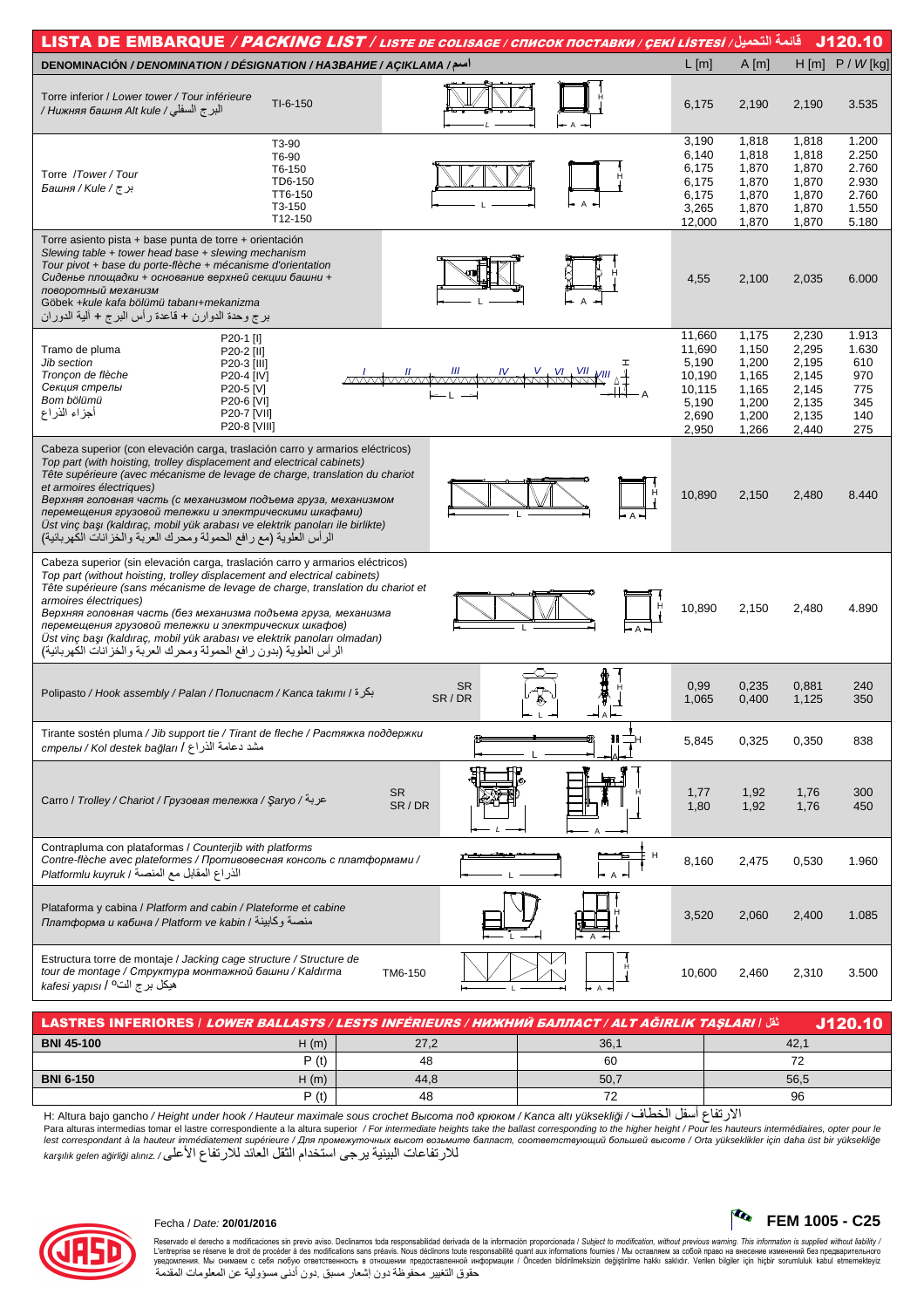## LISTA DE EMBARQUE / *PACKING LIST* / *LISTE DE COLISAGE* / *СПИСОК ПОСТАВКИ* / *ÇEKİ LİSTESİ* / قائمة التحميل J120.10

| DENOMINACIÓN / *DENOMINATION* / *DÉSIGNATION* / *НАЗВАНИЕ* / *AÇIKLAMA* / اسم | | L [m] | A [m] | H [m] | P / *W* [kg] |
|---|---|---|---|---|---|
| Torre inferior / *Lower tower* / *Tour inférieure* / *Нижняя башня Alt kule* / البرج السفلي | TI-6-150 | 6,175 | 2,190 | 2,190 | 3.535 |
| Torre / *Tower* / *Tour* / *Башня* / *Kule* / برج | T3-90 | 3,190 | 1,818 | 1,818 | 1.200 |
| | T6-90 | 6,140 | 1,818 | 1,818 | 2.250 |
| | T6-150 | 6,175 | 1,870 | 1,870 | 2.760 |
| | TD6-150 | 6,175 | 1,870 | 1,870 | 2.930 |
| | TT6-150 | 6,175 | 1,870 | 1,870 | 2.760 |
| | T3-150 | 3,265 | 1,870 | 1,870 | 1.550 |
| | T12-150 | 12,000 | 1,870 | 1,870 | 5.180 |
| Torre asiento pista + base punta de torre + orientación / *Slewing table + tower head base + slewing mechanism* / *Tour pivot + base du porte-flèche + mécanisme d'orientation* / *Сиденье площадки + основание верхней секции башни + поворотный механизм* / *Göbek +kule kafa bölümü tabanı+mekanizma* / برج وحدة الدوران + قاعدة رأس البرج + آلية الدوران | | 4,55 | 2,100 | 2,035 | 6.000 |
| Tramo de pluma / *Jib section* / *Tronçon de flèche* / *Секция стрелы* / *Bom bölümü* / أجزاء الذراع | P20-1 [I] | 11,660 | 1,175 | 2,230 | 1.913 |
| | P20-2 [II] | 11,690 | 1,150 | 2,295 | 1.630 |
| | P20-3 [III] | 5,190 | 1,200 | 2,195 | 610 |
| | P20-4 [IV] | 10,190 | 1,165 | 2,145 | 970 |
| | P20-5 [V] | 10,115 | 1,165 | 2,145 | 775 |
| | P20-6 [VI] | 5,190 | 1,200 | 2,135 | 345 |
| | P20-7 [VII] | 2,690 | 1,200 | 2,135 | 140 |
| | P20-8 [VIII] | 2,950 | 1,266 | 2,440 | 275 |
| Cabeza superior (con elevación carga, traslación carro y armarios eléctricos) / *Top part (with hoisting, trolley displacement and electrical cabinets)* / *Tête supérieure (avec mécanisme de levage de charge, translation du chariot et armoires électriques)* / *Верхняя головная часть (с механизмом подъема груза, механизмом перемещения грузовой тележки и электрическими шкафами)* / *Üst vinç başı (kaldıraç, mobil yük arabası ve elektrik panoları ile birlikte)* / الرأس العلوية (مع رافع الحمولة ومحرك العربة والخزانات الكهربائية) | | 10,890 | 2,150 | 2,480 | 8.440 |
| Cabeza superior (sin elevación carga, traslación carro y armarios eléctricos) / *Top part (without hoisting, trolley displacement and electrical cabinets)* / *Tête supérieure (sans mécanisme de levage de charge, translation du chariot et armoires électriques)* / *Верхняя головная часть (без механизма подъема груза, механизма перемещения грузовой тележки и электрических шкафов)* / *Üst vinç başı (kaldıraç, mobil yük arabası ve elektrik panoları olmadan)* / الرأس العلوية (بدون رافع الحمولة ومحرك العربة والخزانات الكهربائية) | | 10,890 | 2,150 | 2,480 | 4.890 |
| Polipasto / *Hook assembly* / *Полиспаст* / *Kanca takımı* / بكرة | SR | 0,99 | 0,235 | 0,881 | 240 |
| | SR / DR | 1,065 | 0,400 | 1,125 | 350 |
| Tirante sostén pluma / *Jib support tie* / *Tirant de fleche* / *Растяжка поддержки стрелы* / *Kol destek bağları* / مشد دعامة الذراع | | 5,845 | 0,325 | 0,350 | 838 |
| Carro / *Trolley* / *Chariot* / *Грузовая тележка* / *Şaryo* / عربة | SR | 1,77 | 1,92 | 1,76 | 300 |
| | SR / DR | 1,80 | 1,92 | 1,76 | 450 |
| Contrapluma con plataformas / *Counterjib with platforms* / *Contre-flèche avec plateformes* / *Противовесная консоль с платформами* / *Platformlu kuyruk* / الذراع المقابل مع المنصة | | 8,160 | 2,475 | 0,530 | 1.960 |
| Plataforma y cabina / *Platform and cabin* / *Plateforme et cabine* / *Платформа и кабина* / *Platform ve kabin* / منصة وكابينة | | 3,520 | 2,060 | 2,400 | 1.085 |
| Estructura torre de montaje / *Jacking cage structure* / *Structure de tour de montage* / *Структура монтажной башни* / *Kaldırma kafesi yapısı* / هيكل برج التثبيت | TM6-150 | 10,600 | 2,460 | 2,310 | 3.500 |

## LASTRES INFERIORES / *LOWER BALLASTS* / *LESTS INFÉRIEURS* / *НИЖНИЙ БАЛЛАСТ* / *ALT AĞIRLIK TAŞLARI* / ثقل J120.10

| | | | | |
|---|---|---|---|---|
| **BNI 45-100** | H (m) | 27,2 | 36,1 | 42,1 |
| | P (t) | 48 | 60 | 72 |
| **BNI 6-150** | H (m) | 44,8 | 50,7 | 56,5 |
| | P (t) | 48 | 72 | 96 |

H: Altura bajo gancho / *Height under hook* / *Hauteur maximale sous crochet* *Высота под крюком* / *Kanca altı yüksekliği* / الارتفاع أسفل الخطاف

Para alturas intermedias tomar el lastre correspondiente a la altura superior / *For intermediate heights take the ballast corresponding to the higher height* / *Pour les hauteurs intermédiaires, opter pour le lest correspondant à la hauteur immédiatement supérieure* / *Для промежуточных высот возьмите балласт, соответствующий большей высоте* / *Orta yükseklikler için daha üst bir yüksekliğe karşılık gelen ağirliği alınız.* / للارتفاعات البينية يرجى استخدام الثقل العائد للارتفاع الأعلى

Fecha / *Date:* **20/01/2016**

**FEM 1005 - C25**

Reservado el derecho a modificaciones sin previo aviso. Declinamos toda responsabilidad derivada de la información proporcionada / *Subject to modification, without previous warning. This information is supplied without liability* / L'entreprise se réserve le droit de procéder à des modifications sans préavis. Nous déclinons toute responsabilité quant aux informations fournies / Мы оставляем за собой право на внесение изменений без предварительного уведомления. Мы снимаем с себя любую ответственность в отношении предоставленной информации / Önceden bildirilmeksizin değiştirilme hakkı saklıdır. Verilen bilgiler için hiçbir sorumluluk kabul etmemekteyiz

حقوق التغيير محفوظة دون إشعار مسبق .دون أدنى مسؤولية عن المعلومات المقدمة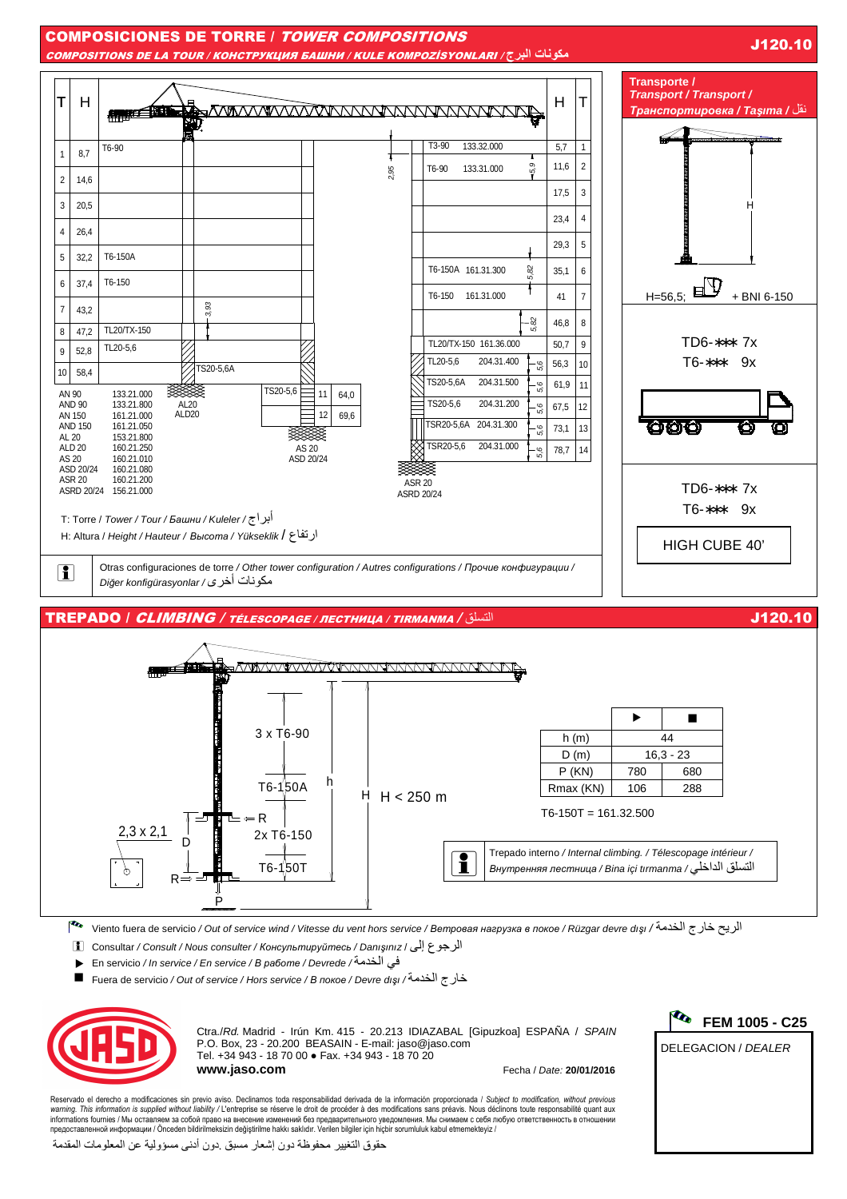# COMPOSICIONES DE TORRE / *TOWER COMPOSITIONS*

*COMPOSITIONS DE LA TOUR / КОНСТРУКЦИЯ БАШНИ / KULE KOMPOZİSYONLARI /* مكونات البرج

J120.10

| T | H | Composition | | | H | T |
|---|---|---|---|---|---|---|
| 1 | 8,7 | T6-90 | T3-90 | 133.32.000 | 5,7 | 1 |
| 2 | 14,6 | | T6-90 | 133.31.000 | 11,6 | 2 |
| 3 | 20,5 | | | | 17,5 | 3 |
| 4 | 26,4 | | | | 23,4 | 4 |
| 5 | 32,2 | T6-150A | | | 29,3 | 5 |
| 6 | 37,4 | T6-150 | T6-150A | 161.31.300 | 35,1 | 6 |
| 7 | 43,2 | | T6-150 | 161.31.000 | 41 | 7 |
| 8 | 47,2 | TL20/TX-150 | | | 46,8 | 8 |
| 9 | 52,8 | TL20-5,6 | TL20/TX-150 | 161.36.000 | 50,7 | 9 |
| 10 | 58,4 | TS20-5,6A | TL20-5,6 | 204.31.400 | 56,3 | 10 |
| 11 | 64,0 | TS20-5,6 | TS20-5,6A | 204.31.500 | 61,9 | 11 |
| 12 | 69,6 | | TS20-5,6 | 204.31.200 | 67,5 | 12 |
| | | | TSR20-5,6A | 204.31.300 | 73,1 | 13 |
| | | | TSR20-5,6 | 204.31.000 | 78,7 | 14 |

2,95; 5,9; 3,93; 5,82; 5,82; 5,6; 5,6; 5,6; 5,6; 5,6

| | |
|---|---|
| AN 90 | 133.21.000 |
| AND 90 | 133.21.800 |
| AN 150 | 161.21.000 |
| AND 150 | 161.21.050 |
| AL 20 | 153.21.800 |
| ALD 20 | 160.21.250 |
| AS 20 | 160.21.010 |
| ASD 20/24 | 160.21.080 |
| ASR 20 | 160.21.200 |
| ASRD 20/24 | 156.21.000 |

AL20 / ALD20 — AS 20 / ASD 20/24 — ASR 20 / ASRD 20/24

T: Torre / *Tower / Tour / Башни / Kuleler /* أبراج

H: Altura / *Height / Hauteur / Высота / Yükseklik /* ارتفاع

Otras configuraciones de torre / *Other tower configuration / Autres configurations / Прочие конфигурации / Diğer konfigürasyonlar /* مكونات أخرى

**Transporte / *Transport / Transport / Транспортировка / Taşıma /* نقل**

H

H=56,5; + BNI 6-150

TD6-✱✱✱ 7x
T6-✱✱✱ 9x

TD6-✱✱✱ 7x
T6-✱✱✱ 9x

HIGH CUBE 40'

# TREPADO / *CLIMBING / TÉLESCOPAGE / ЛЕСТНИЦА / TIRMANMA /* التسلق

J120.10

3 x T6-90

T6-150A

2x T6-150

T6-150T

2,3 x 2,1

h

H

H < 250 m

D

R

P

| | ▶ | ■ |
|---|---|---|
| h (m) | 44 | |
| D (m) | 16,3 - 23 | |
| P (KN) | 780 | 680 |
| Rmax (KN) | 106 | 288 |

T6-150T = 161.32.500

Trepado interno / *Internal climbing. / Télescopage intérieur / Внутренняя лестница / Bina içi tırmanma /* التسلق الداخلي

Viento fuera de servicio / *Out of service wind / Vitesse du vent hors service / Ветровая нагрузка в покое / Rüzgar devre dışı /* الريح خارج الخدمة

Consultar / *Consult / Nous consulter / Консультируйтесь / Danışınız /* الرجوع إلى

▶ En servicio / *In service / En service / В рабоме / Devrede /* في الخدمة

■ Fuera de servicio / *Out of service / Hors service / В покое / Devre dışı /* خارج الخدمة

Ctra./*Rd.* Madrid - Irún Km. 415 - 20.213 IDIAZABAL [Gipuzkoa] ESPAÑA / *SPAIN*
P.O. Box, 23 - 20.200 BEASAIN - E-mail: jaso@jaso.com
Tel. +34 943 - 18 70 00 • Fax. +34 943 - 18 70 20
**www.jaso.com**

Fecha / *Date:* **20/01/2016**

**FEM 1005 - C25**

DELEGACION / *DEALER*

Reservado el derecho a modificaciones sin previo aviso. Declinamos toda responsabilidad derivada de la información proporcionada / *Subject to modification, without previous warning. This information is supplied without liability* / L'entreprise se réserve le droit de procéder à des modifications sans préavis. Nous déclinons toute responsabilité quant aux informations fournies / Мы оставляем за собой право на внесение изменений без предварительного уведомления. Мы снимаем с себя любую ответственность в отношении предоставленной информации / Önceden bildirilmeksizin değiştirilme hakkı saklıdır. Verilen bilgiler için hiçbir sorumluluk kabul etmemekteyiz /

حقوق التغيير محفوظة دون إشعار مسبق. دون أدنى مسؤولية عن المعلومات المقدمة